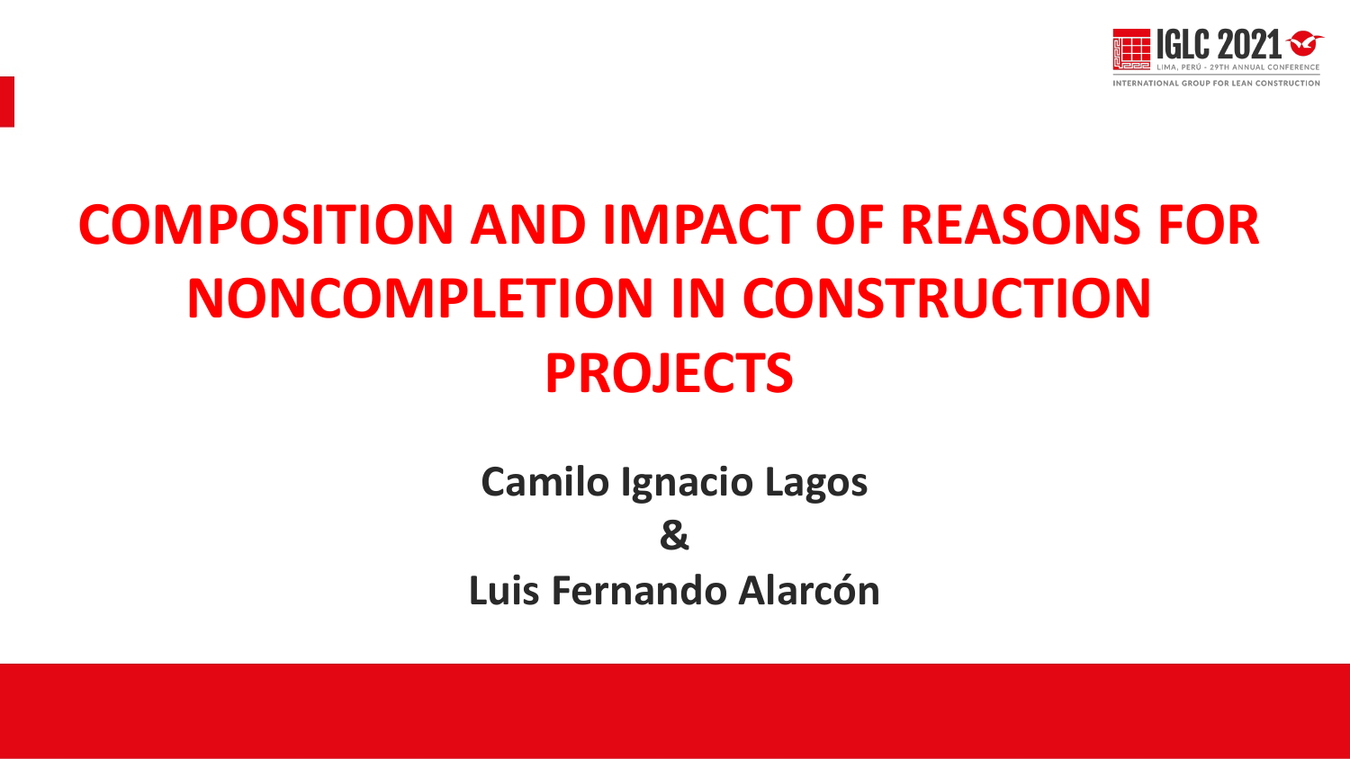# COMPOSITION AND IMPACT OF REASONS FOR NONCOMPLETION IN CONSTRUCTION PROJECTS

**Camilo Ignacio Lagos**

**&**

**Luis Fernando Alarcón**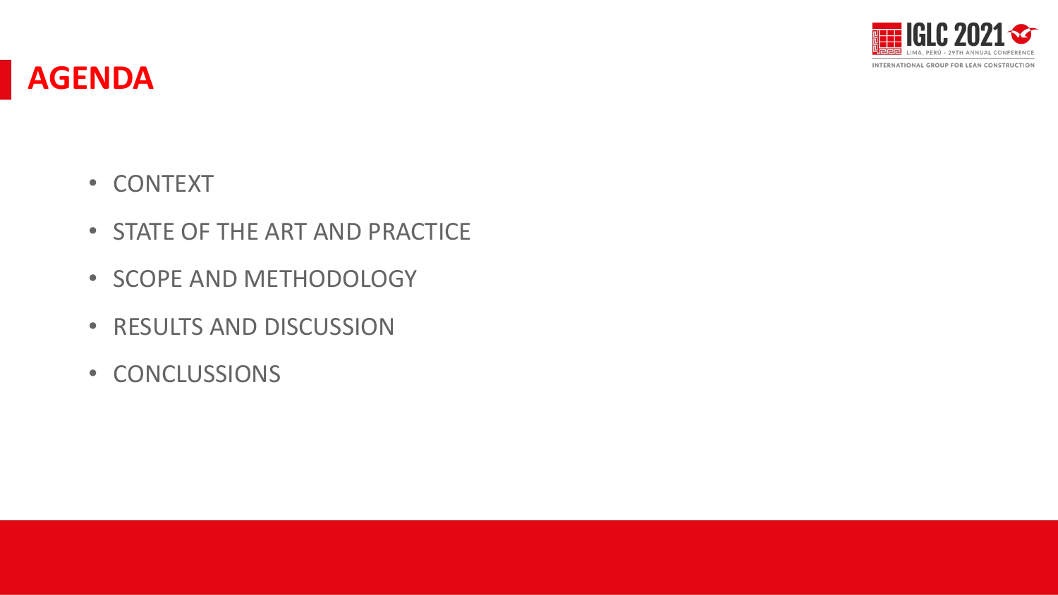# AGENDA

- CONTEXT
- STATE OF THE ART AND PRACTICE
- SCOPE AND METHODOLOGY
- RESULTS AND DISCUSSION
- CONCLUSSIONS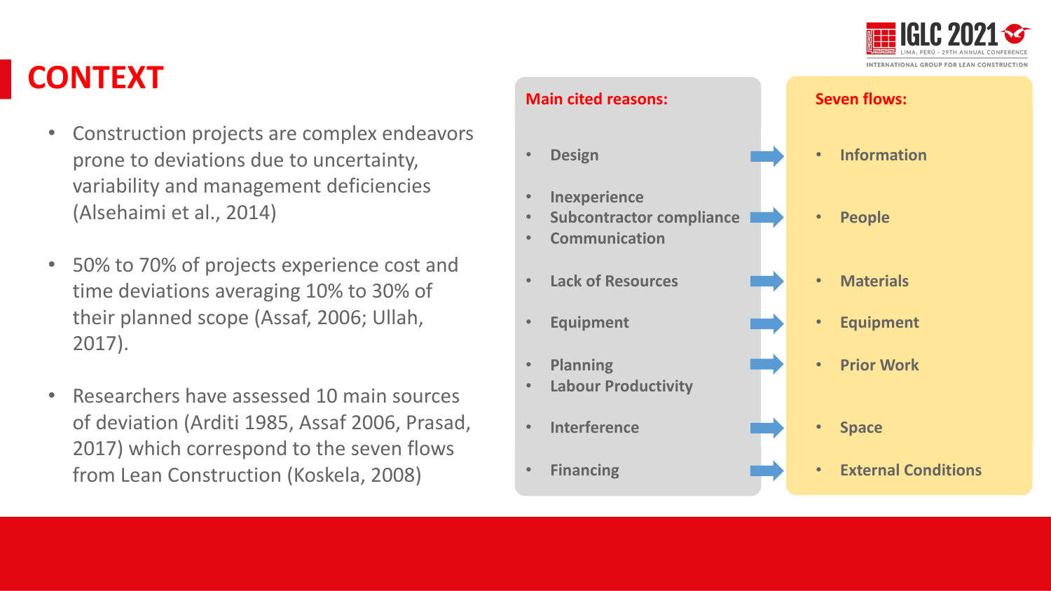# CONTEXT

- Construction projects are complex endeavors prone to deviations due to uncertainty, variability and management deficiencies (Alsehaimi et al., 2014)
- 50% to 70% of projects experience cost and time deviations averaging 10% to 30% of their planned scope (Assaf, 2006; Ullah, 2017).
- Researchers have assessed 10 main sources of deviation (Arditi 1985, Assaf 2006, Prasad, 2017) which correspond to the seven flows from Lean Construction (Koskela, 2008)

| Main cited reasons: | | Seven flows: |
|---|---|---|
| Design | → | Information |
| Inexperience, Subcontractor compliance, Communication | → | People |
| Lack of Resources | → | Materials |
| Equipment | → | Equipment |
| Planning, Labour Productivity | → | Prior Work |
| Interference | → | Space |
| Financing | → | External Conditions |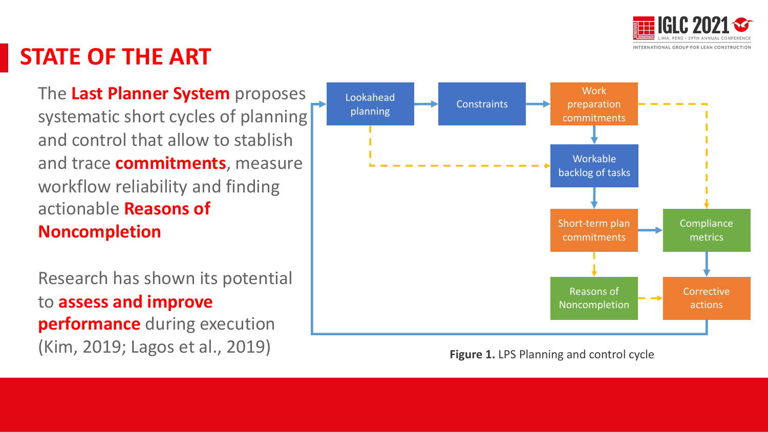# STATE OF THE ART

The **Last Planner System** proposes systematic short cycles of planning and control that allow to stablish and trace **commitments**, measure workflow reliability and finding actionable **Reasons of Noncompletion**

Research has shown its potential to **assess and improve performance** during execution (Kim, 2019; Lagos et al., 2019)

Lookahead planning → Constraints → Work preparation commitments → Workable backlog of tasks → Short-term plan commitments → Compliance metrics → Corrective actions

Short-term plan commitments → Reasons of Noncompletion → Corrective actions

**Figure 1.** LPS Planning and control cycle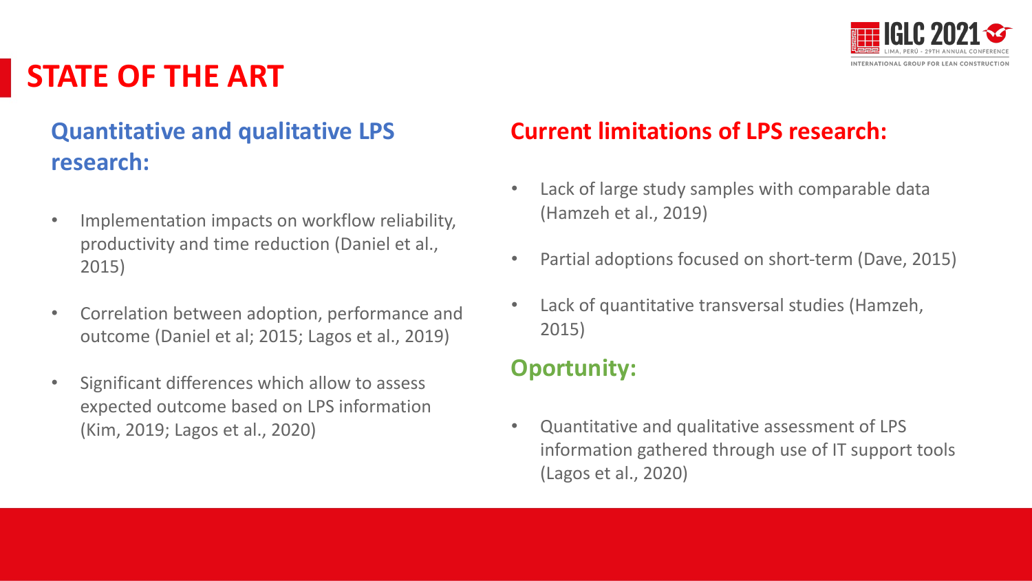# STATE OF THE ART

## Quantitative and qualitative LPS research:

- Implementation impacts on workflow reliability, productivity and time reduction (Daniel et al., 2015)
- Correlation between adoption, performance and outcome (Daniel et al; 2015; Lagos et al., 2019)
- Significant differences which allow to assess expected outcome based on LPS information (Kim, 2019; Lagos et al., 2020)

## Current limitations of LPS research:

- Lack of large study samples with comparable data (Hamzeh et al., 2019)
- Partial adoptions focused on short-term (Dave, 2015)
- Lack of quantitative transversal studies (Hamzeh, 2015)

## Oportunity:

- Quantitative and qualitative assessment of LPS information gathered through use of IT support tools (Lagos et al., 2020)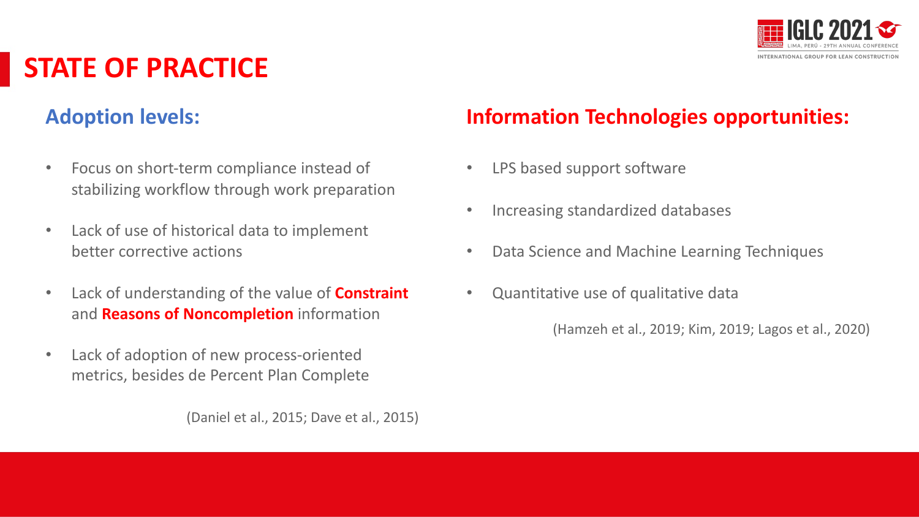# STATE OF PRACTICE

## Adoption levels:

- Focus on short-term compliance instead of stabilizing workflow through work preparation
- Lack of use of historical data to implement better corrective actions
- Lack of understanding of the value of **Constraint** and **Reasons of Noncompletion** information
- Lack of adoption of new process-oriented metrics, besides de Percent Plan Complete

(Daniel et al., 2015; Dave et al., 2015)

## Information Technologies opportunities:

- LPS based support software
- Increasing standardized databases
- Data Science and Machine Learning Techniques
- Quantitative use of qualitative data

(Hamzeh et al., 2019; Kim, 2019; Lagos et al., 2020)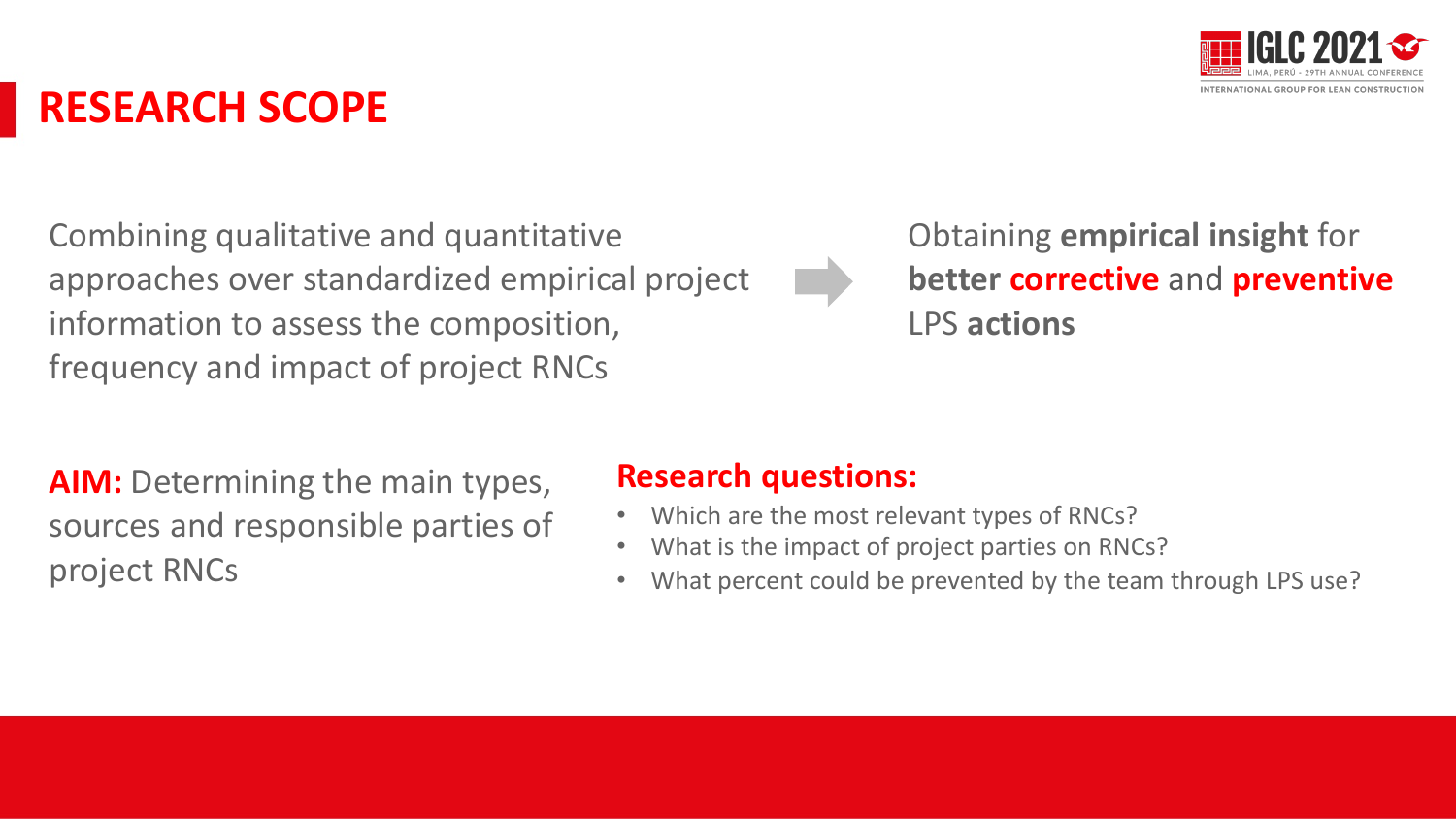# RESEARCH SCOPE

Combining qualitative and quantitative approaches over standardized empirical project information to assess the composition, frequency and impact of project RNCs

Obtaining **empirical insight** for **better corrective** and **preventive** LPS **actions**

**AIM:** Determining the main types, sources and responsible parties of project RNCs

**Research questions:**

- Which are the most relevant types of RNCs?
- What is the impact of project parties on RNCs?
- What percent could be prevented by the team through LPS use?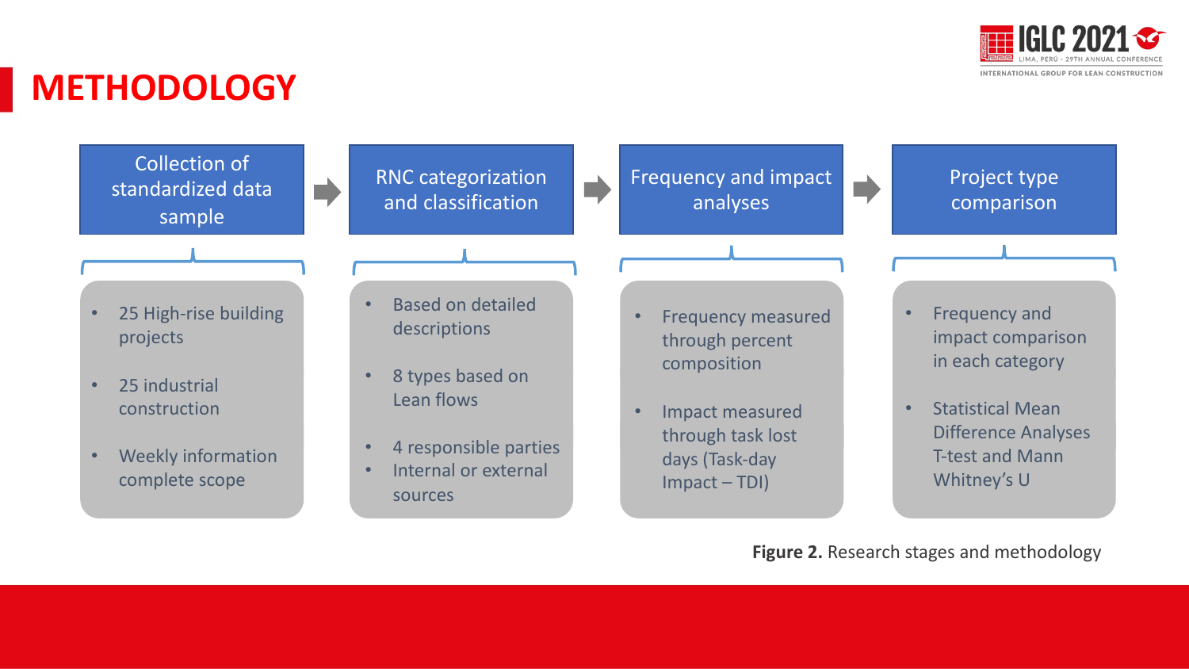# METHODOLOGY

**Collection of standardized data sample**

- 25 High-rise building projects
- 25 industrial construction
- Weekly information complete scope

**RNC categorization and classification**

- Based on detailed descriptions
- 8 types based on Lean flows
- 4 responsible parties
- Internal or external sources

**Frequency and impact analyses**

- Frequency measured through percent composition
- Impact measured through task lost days (Task-day Impact – TDI)

**Project type comparison**

- Frequency and impact comparison in each category
- Statistical Mean Difference Analyses T-test and Mann Whitney's U

**Figure 2.** Research stages and methodology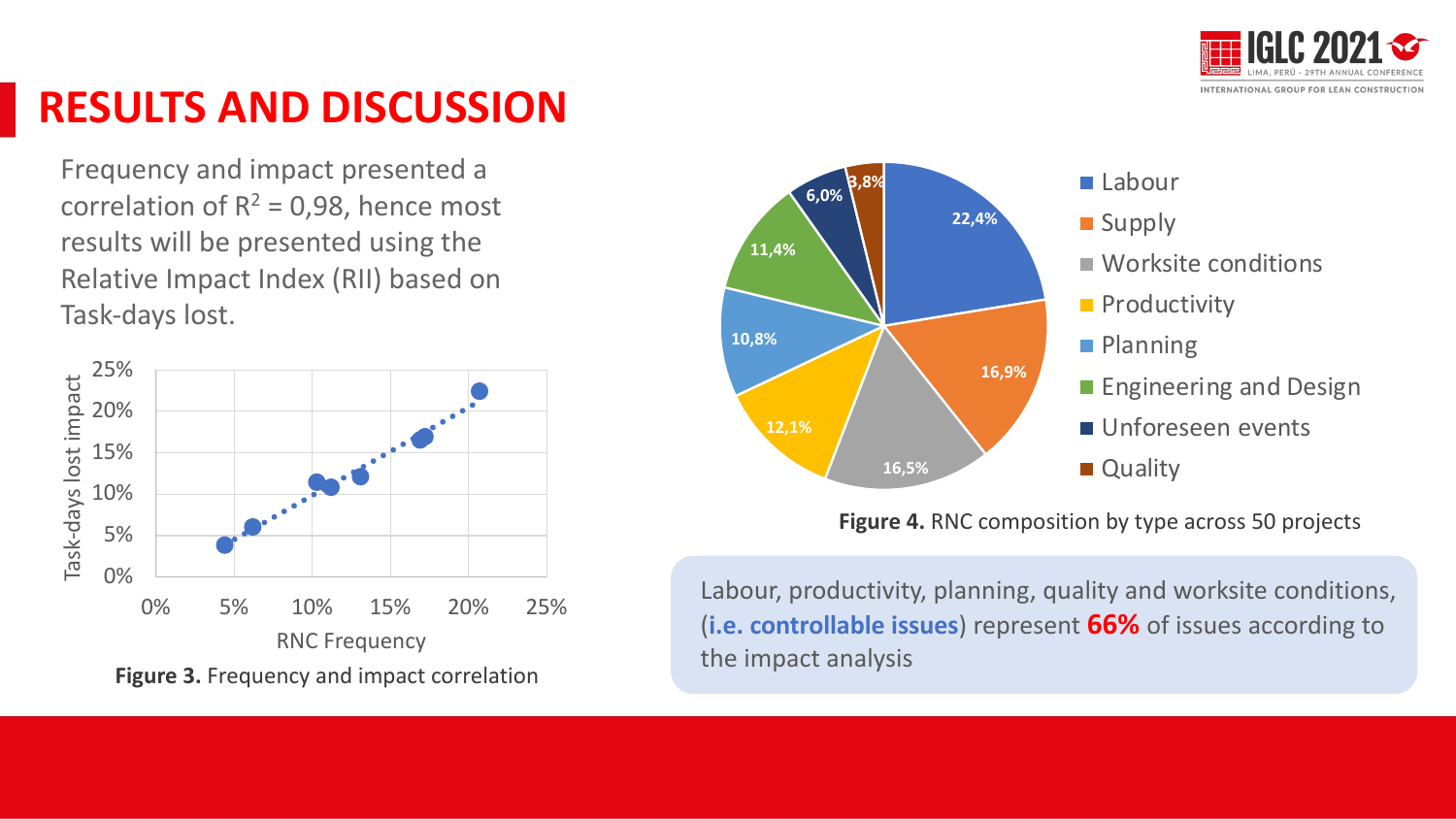# RESULTS AND DISCUSSION

Frequency and impact presented a correlation of $R^2 = 0{,}98$, hence most results will be presented using the Relative Impact Index (RII) based on Task-days lost.

**Figure 3.** Frequency and impact correlation

**Figure 4.** RNC composition by type across 50 projects

| Type | Share |
|---|---|
| Labour | 22,4% |
| Supply | 16,9% |
| Worksite conditions | 16,5% |
| Productivity | 12,1% |
| Planning | 10,8% |
| Engineering and Design | 11,4% |
| Unforeseen events | 6,0% |
| Quality | 3,8% |

Labour, productivity, planning, quality and worksite conditions, (**i.e. controllable issues**) represent **66%** of issues according to the impact analysis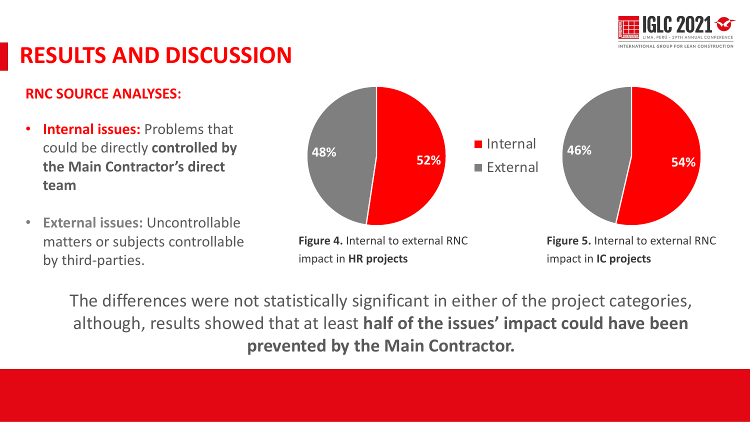# RESULTS AND DISCUSSION

**RNC SOURCE ANALYSES:**

- **Internal issues:** Problems that could be directly **controlled by the Main Contractor's direct team**
- **External issues:** Uncontrollable matters or subjects controllable by third-parties.

**Figure 4.** Internal to external RNC impact in **HR projects**

**Figure 5.** Internal to external RNC impact in **IC projects**

The differences were not statistically significant in either of the project categories, although, results showed that at least **half of the issues' impact could have been prevented by the Main Contractor.**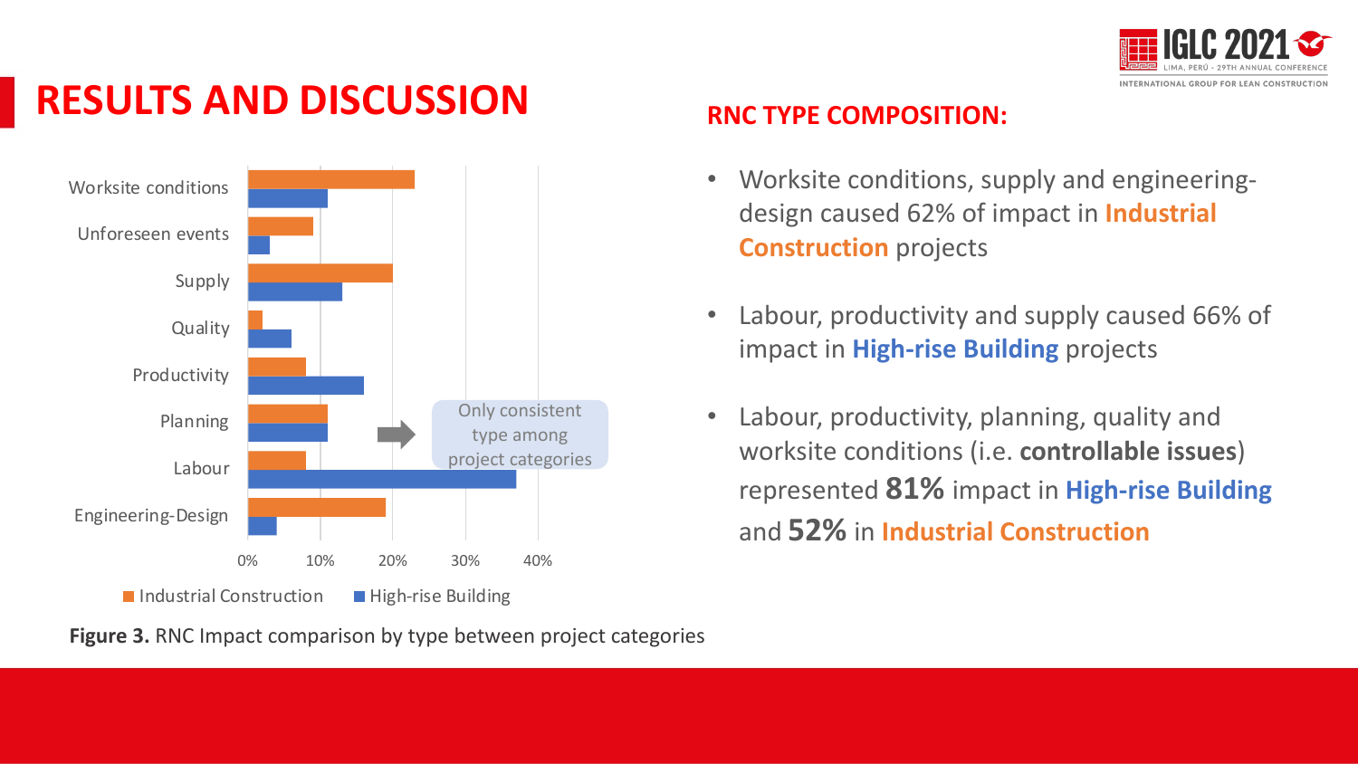# RESULTS AND DISCUSSION

Worksite conditions
Unforeseen events
Supply
Quality
Productivity
Planning
Labour
Engineering-Design

0% 10% 20% 30% 40%

Only consistent type among project categories

■ Industrial Construction ■ High-rise Building

**Figure 3.** RNC Impact comparison by type between project categories

## RNC TYPE COMPOSITION:

- Worksite conditions, supply and engineering-design caused 62% of impact in **Industrial Construction** projects
- Labour, productivity and supply caused 66% of impact in **High-rise Building** projects
- Labour, productivity, planning, quality and worksite conditions (i.e. **controllable issues**) represented **81%** impact in **High-rise Building** and **52%** in **Industrial Construction**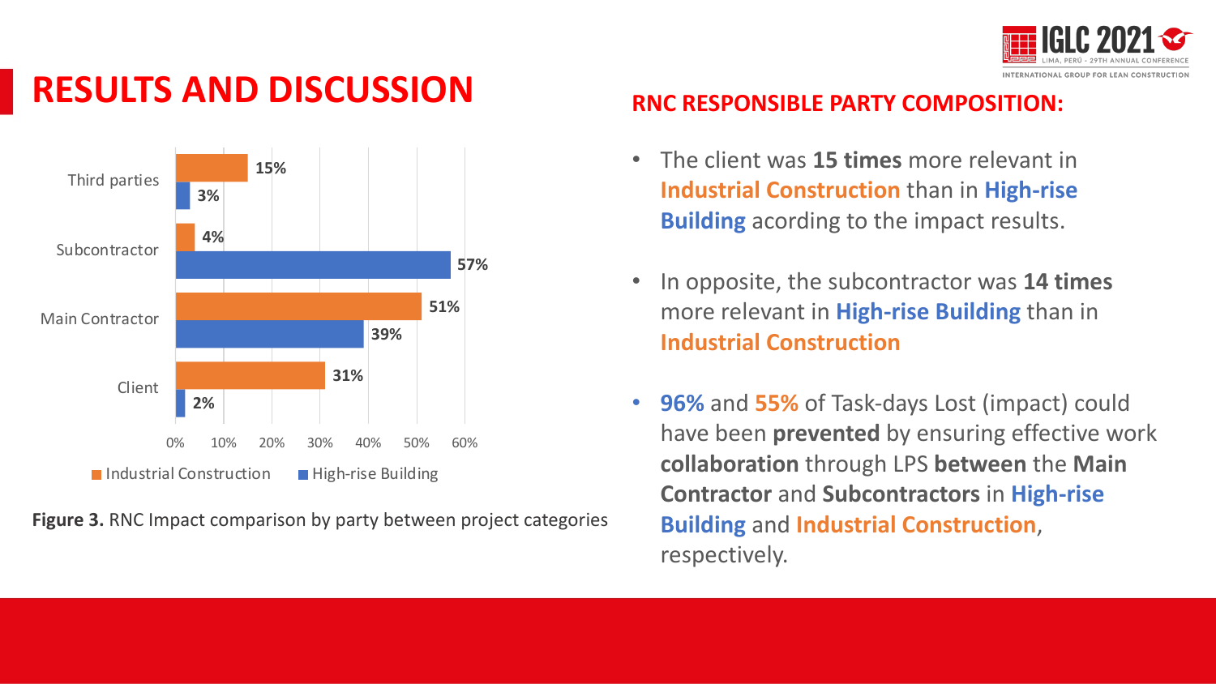# RESULTS AND DISCUSSION

| Party | Industrial Construction | High-rise Building |
|---|---|---|
| Third parties | 15% | 3% |
| Subcontractor | 4% | 57% |
| Main Contractor | 51% | 39% |
| Client | 31% | 2% |

**Figure 3.** RNC Impact comparison by party between project categories

## RNC RESPONSIBLE PARTY COMPOSITION:

- The client was **15 times** more relevant in **Industrial Construction** than in **High-rise Building** acording to the impact results.
- In opposite, the subcontractor was **14 times** more relevant in **High-rise Building** than in **Industrial Construction**
- **96%** and **55%** of Task-days Lost (impact) could have been **prevented** by ensuring effective work **collaboration** through LPS **between** the **Main Contractor** and **Subcontractors** in **High-rise Building** and **Industrial Construction**, respectively.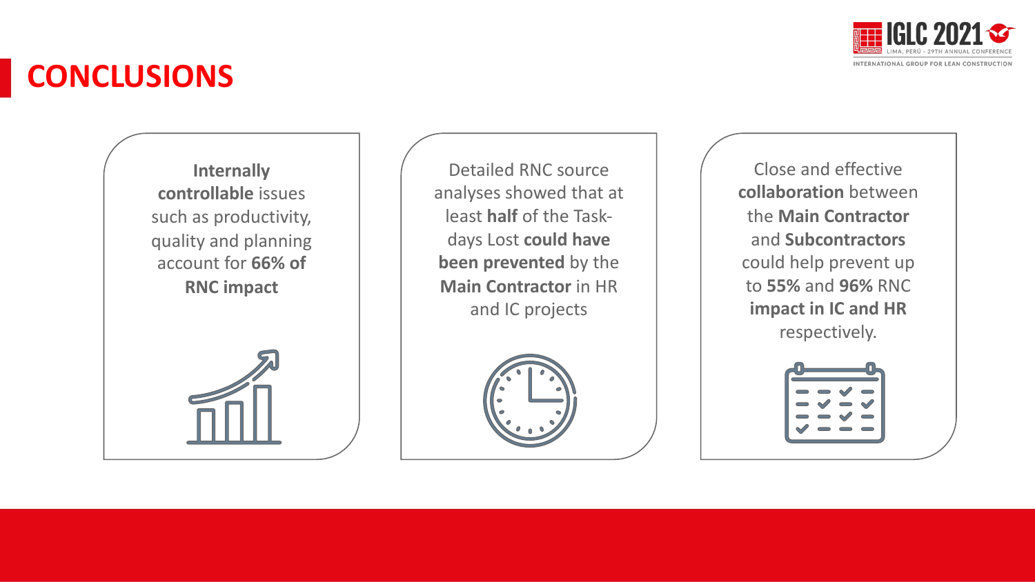# CONCLUSIONS

**Internally controllable** issues such as productivity, quality and planning account for **66% of RNC impact**

Detailed RNC source analyses showed that at least **half** of the Task-days Lost **could have been prevented** by the **Main Contractor** in HR and IC projects

Close and effective **collaboration** between the **Main Contractor** and **Subcontractors** could help prevent up to **55%** and **96%** RNC **impact in IC and HR** respectively.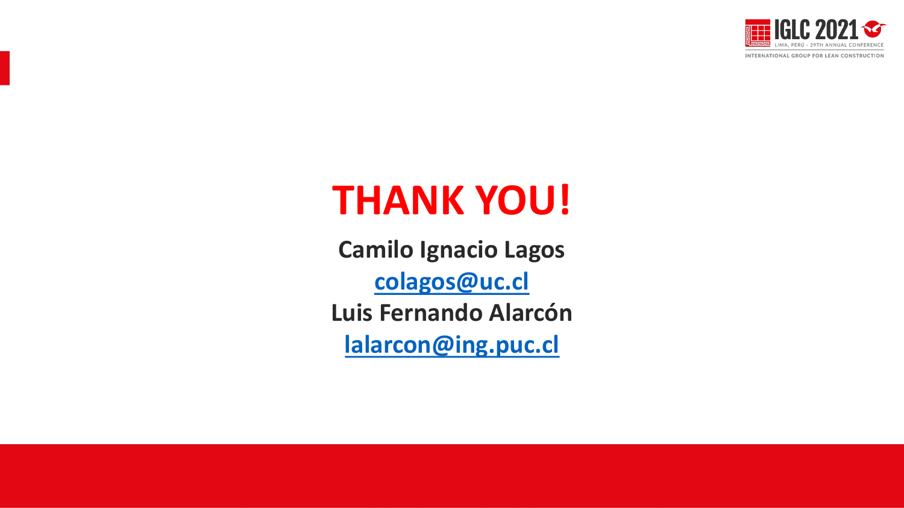# THANK YOU!

**Camilo Ignacio Lagos**

**colagos@uc.cl**

**Luis Fernando Alarcón**

**lalarcon@ing.puc.cl**